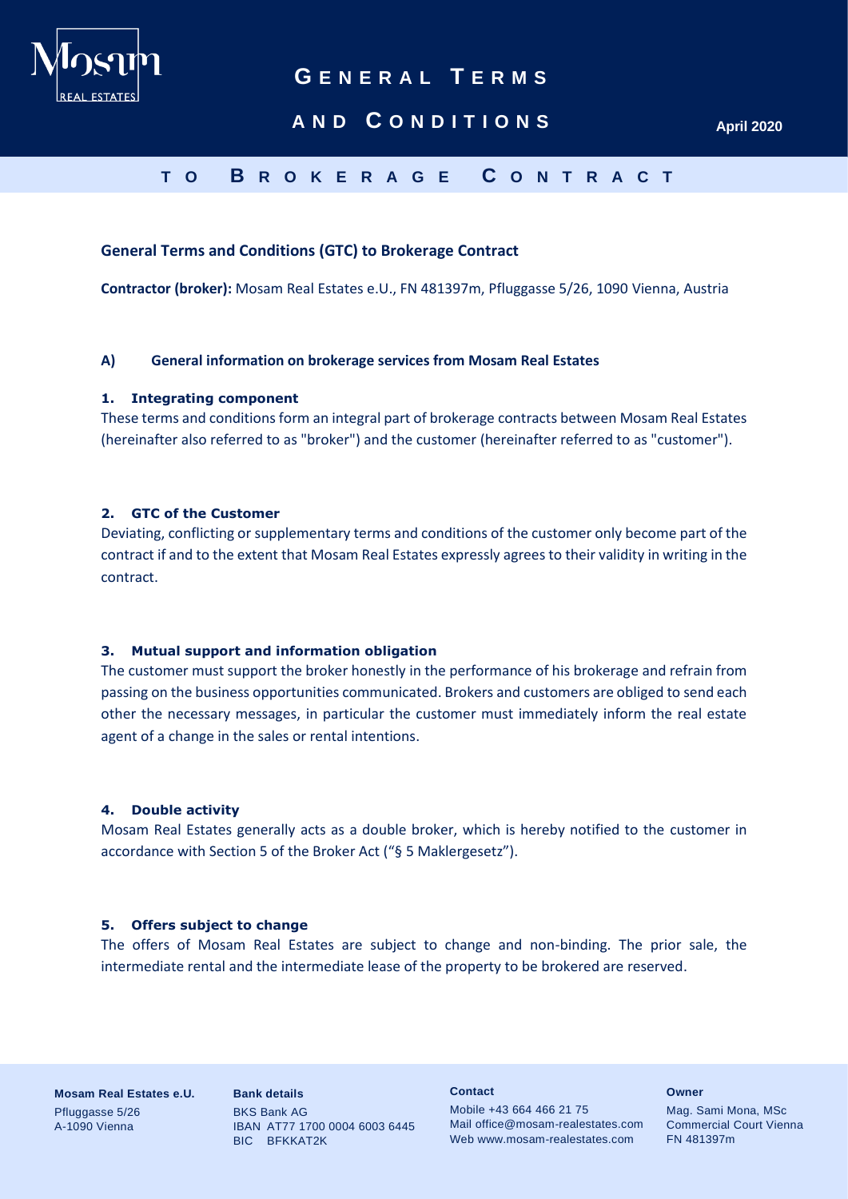# General Terms and Conditions

April 2020

## to Brokerage Contract

**General Terms and Conditions (GTC) to Brokerage Contract**

**Contractor (broker):** Mosam Real Estates e.U., FN 481397m, Pfluggasse 5/26, 1090 Vienna, Austria

### A) General information on brokerage services from Mosam Real Estates

**1. Integrating component**

These terms and conditions form an integral part of brokerage contracts between Mosam Real Estates (hereinafter also referred to as "broker") and the customer (hereinafter referred to as "customer").

**2. GTC of the Customer**

Deviating, conflicting or supplementary terms and conditions of the customer only become part of the contract if and to the extent that Mosam Real Estates expressly agrees to their validity in writing in the contract.

**3. Mutual support and information obligation**

The customer must support the broker honestly in the performance of his brokerage and refrain from passing on the business opportunities communicated. Brokers and customers are obliged to send each other the necessary messages, in particular the customer must immediately inform the real estate agent of a change in the sales or rental intentions.

**4. Double activity**

Mosam Real Estates generally acts as a double broker, which is hereby notified to the customer in accordance with Section 5 of the Broker Act ("§ 5 Maklergesetz").

**5. Offers subject to change**

The offers of Mosam Real Estates are subject to change and non-binding. The prior sale, the intermediate rental and the intermediate lease of the property to be brokered are reserved.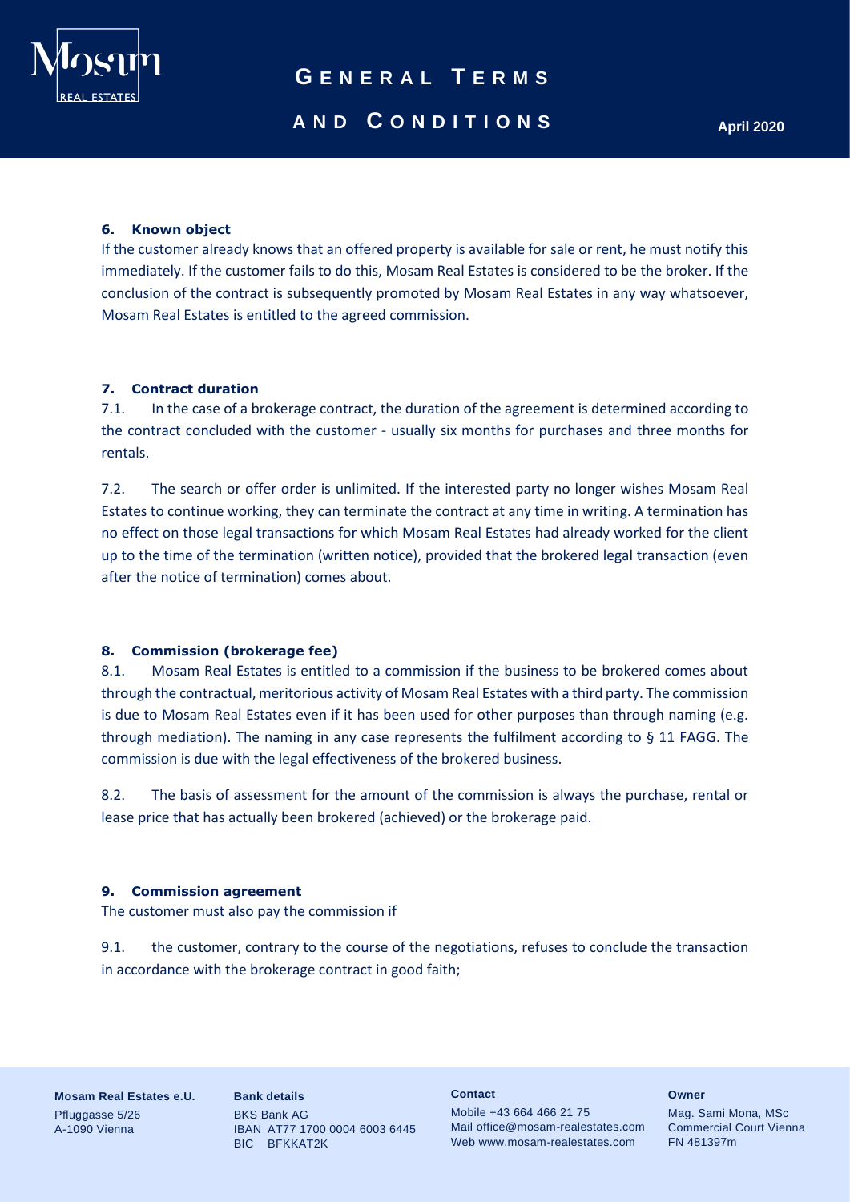### 6. Known object

If the customer already knows that an offered property is available for sale or rent, he must notify this immediately. If the customer fails to do this, Mosam Real Estates is considered to be the broker. If the conclusion of the contract is subsequently promoted by Mosam Real Estates in any way whatsoever, Mosam Real Estates is entitled to the agreed commission.

### 7. Contract duration

7.1. In the case of a brokerage contract, the duration of the agreement is determined according to the contract concluded with the customer - usually six months for purchases and three months for rentals.

7.2. The search or offer order is unlimited. If the interested party no longer wishes Mosam Real Estates to continue working, they can terminate the contract at any time in writing. A termination has no effect on those legal transactions for which Mosam Real Estates had already worked for the client up to the time of the termination (written notice), provided that the brokered legal transaction (even after the notice of termination) comes about.

### 8. Commission (brokerage fee)

8.1. Mosam Real Estates is entitled to a commission if the business to be brokered comes about through the contractual, meritorious activity of Mosam Real Estates with a third party. The commission is due to Mosam Real Estates even if it has been used for other purposes than through naming (e.g. through mediation). The naming in any case represents the fulfilment according to § 11 FAGG. The commission is due with the legal effectiveness of the brokered business.

8.2. The basis of assessment for the amount of the commission is always the purchase, rental or lease price that has actually been brokered (achieved) or the brokerage paid.

### 9. Commission agreement

The customer must also pay the commission if

9.1. the customer, contrary to the course of the negotiations, refuses to conclude the transaction in accordance with the brokerage contract in good faith;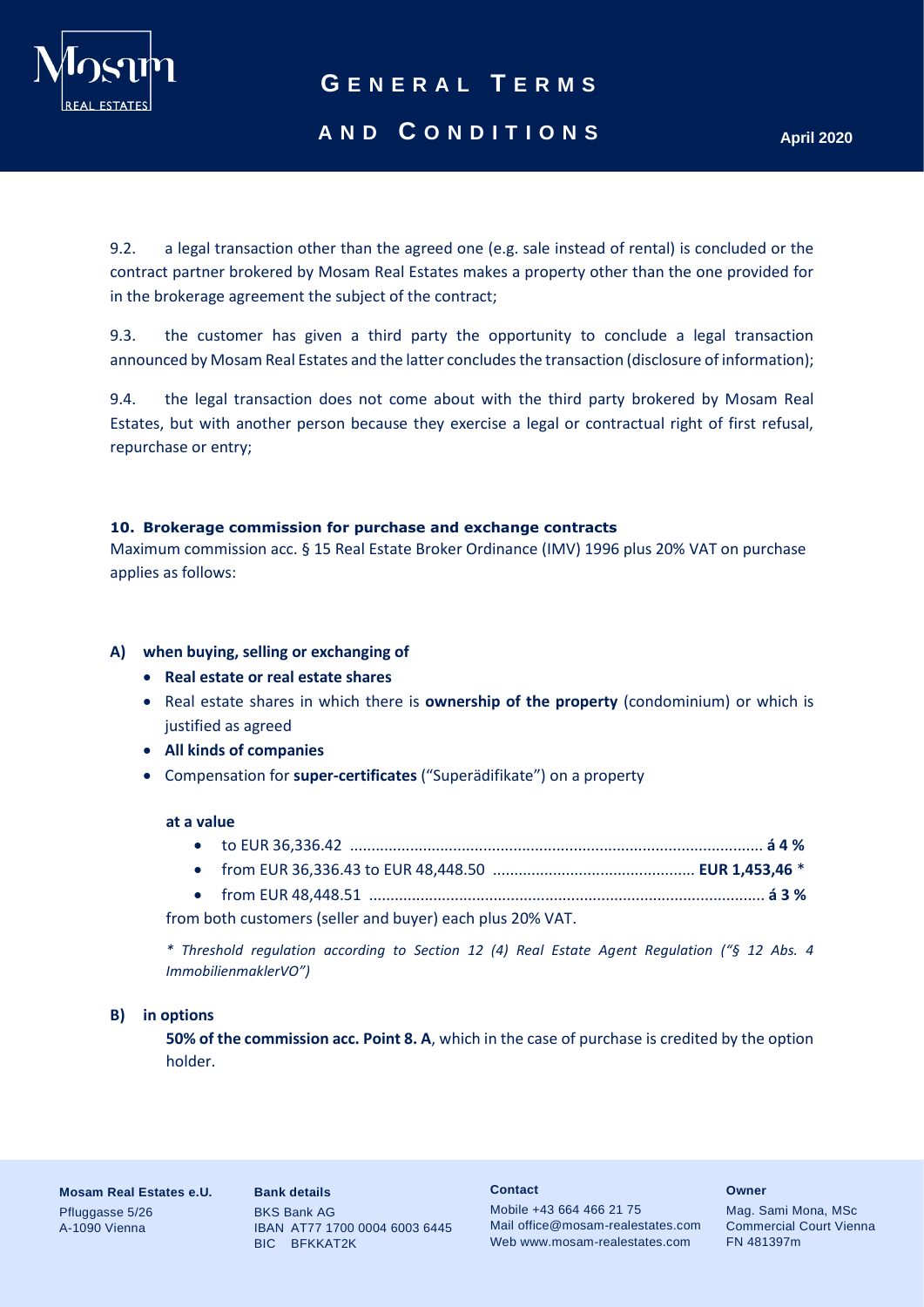9.2. a legal transaction other than the agreed one (e.g. sale instead of rental) is concluded or the contract partner brokered by Mosam Real Estates makes a property other than the one provided for in the brokerage agreement the subject of the contract;

9.3. the customer has given a third party the opportunity to conclude a legal transaction announced by Mosam Real Estates and the latter concludes the transaction (disclosure of information);

9.4. the legal transaction does not come about with the third party brokered by Mosam Real Estates, but with another person because they exercise a legal or contractual right of first refusal, repurchase or entry;

### 10. Brokerage commission for purchase and exchange contracts

Maximum commission acc. § 15 Real Estate Broker Ordinance (IMV) 1996 plus 20% VAT on purchase applies as follows:

**A) when buying, selling or exchanging of**

- **Real estate or real estate shares**
- Real estate shares in which there is **ownership of the property** (condominium) or which is justified as agreed
- **All kinds of companies**
- Compensation for **super-certificates** ("Superädifikate") on a property

**at a value**

- to EUR 36,336.42 ............................................................................................. **á 4 %**
- from EUR 36,336.43 to EUR 48,448.50 ............................................. **EUR 1,453,46** *
- from EUR 48,448.51 .......................................................................................... **á 3 %**

from both customers (seller and buyer) each plus 20% VAT.

*\* Threshold regulation according to Section 12 (4) Real Estate Agent Regulation ("§ 12 Abs. 4 ImmobilienmaklerVO")*

**B) in options**

**50% of the commission acc. Point 8. A**, which in the case of purchase is credited by the option holder.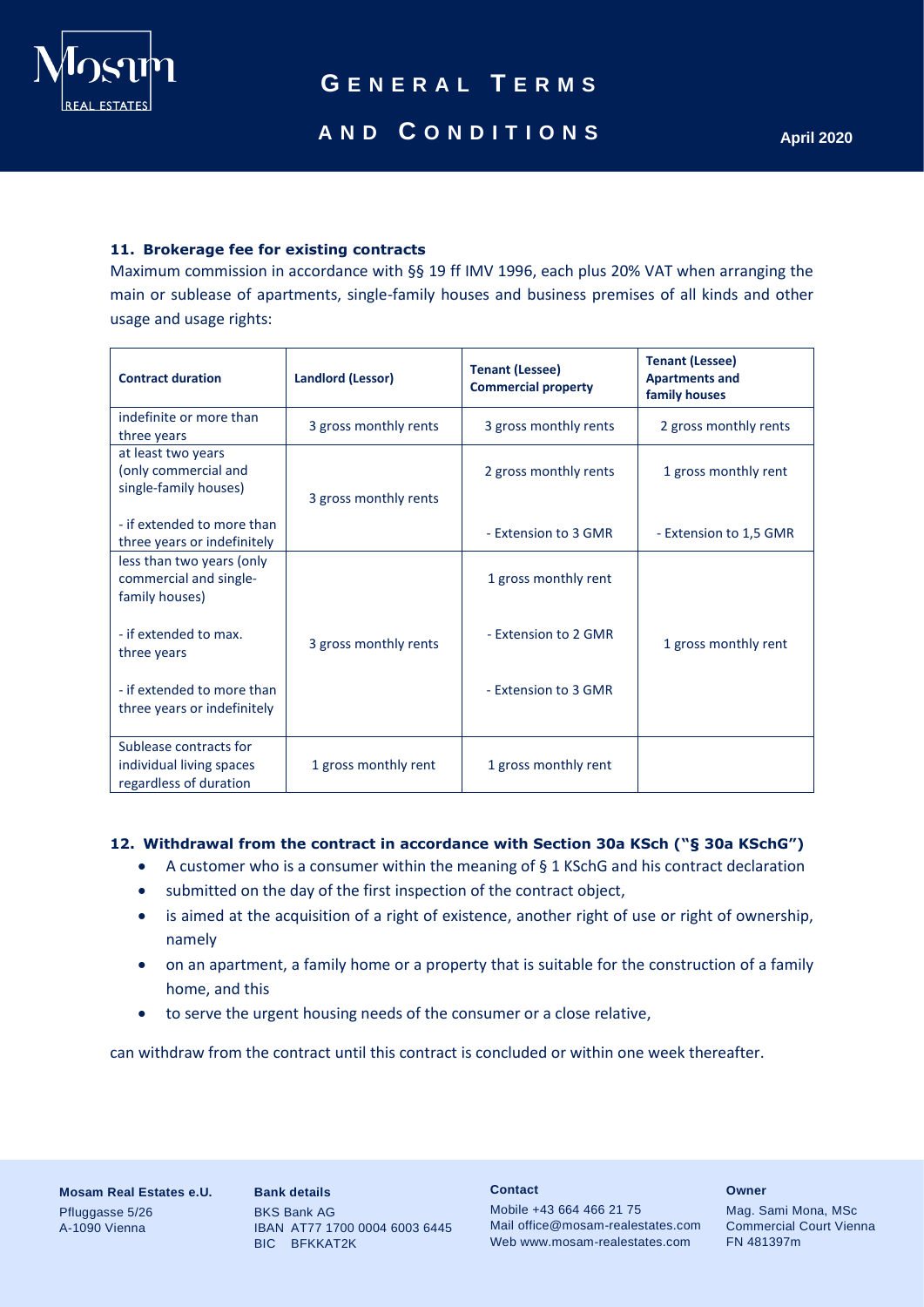### 11. Brokerage fee for existing contracts

Maximum commission in accordance with §§ 19 ff IMV 1996, each plus 20% VAT when arranging the main or sublease of apartments, single-family houses and business premises of all kinds and other usage and usage rights:

| Contract duration | Landlord (Lessor) | Tenant (Lessee) Commercial property | Tenant (Lessee) Apartments and family houses |
|---|---|---|---|
| indefinite or more than three years | 3 gross monthly rents | 3 gross monthly rents | 2 gross monthly rents |
| at least two years (only commercial and single-family houses)<br><br>- if extended to more than three years or indefinitely | 3 gross monthly rents | 2 gross monthly rents<br><br>- Extension to 3 GMR | 1 gross monthly rent<br><br>- Extension to 1,5 GMR |
| less than two years (only commercial and single-family houses)<br><br>- if extended to max. three years<br><br>- if extended to more than three years or indefinitely | 3 gross monthly rents | 1 gross monthly rent<br><br>- Extension to 2 GMR<br><br>- Extension to 3 GMR | 1 gross monthly rent |
| Sublease contracts for individual living spaces regardless of duration | 1 gross monthly rent | 1 gross monthly rent | |

### 12. Withdrawal from the contract in accordance with Section 30a KSch ("§ 30a KSchG")

- A customer who is a consumer within the meaning of § 1 KSchG and his contract declaration
- submitted on the day of the first inspection of the contract object,
- is aimed at the acquisition of a right of existence, another right of use or right of ownership, namely
- on an apartment, a family home or a property that is suitable for the construction of a family home, and this
- to serve the urgent housing needs of the consumer or a close relative,

can withdraw from the contract until this contract is concluded or within one week thereafter.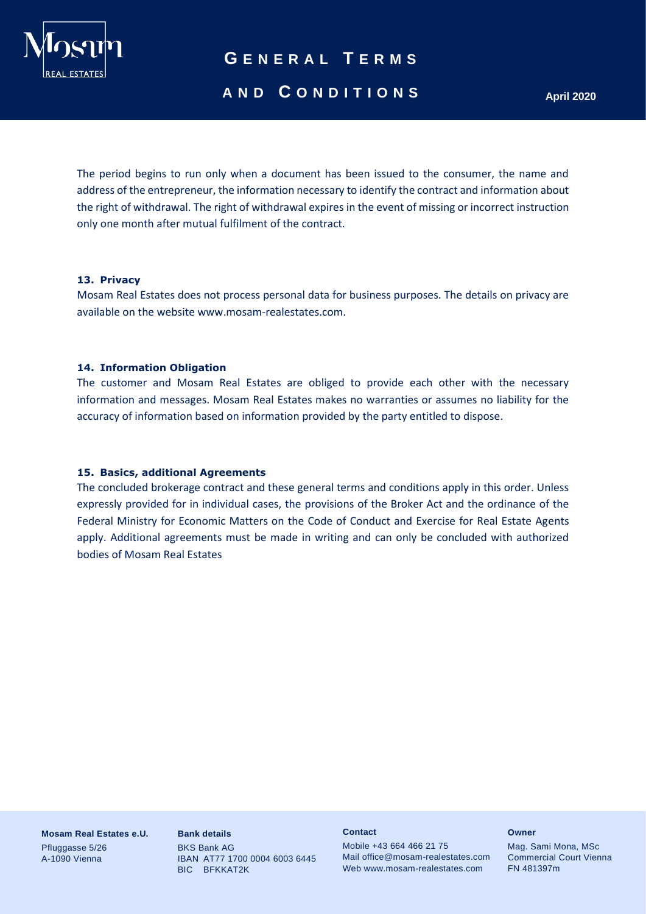The period begins to run only when a document has been issued to the consumer, the name and address of the entrepreneur, the information necessary to identify the contract and information about the right of withdrawal. The right of withdrawal expires in the event of missing or incorrect instruction only one month after mutual fulfilment of the contract.

### 13. Privacy

Mosam Real Estates does not process personal data for business purposes. The details on privacy are available on the website www.mosam-realestates.com.

### 14. Information Obligation

The customer and Mosam Real Estates are obliged to provide each other with the necessary information and messages. Mosam Real Estates makes no warranties or assumes no liability for the accuracy of information based on information provided by the party entitled to dispose.

### 15. Basics, additional Agreements

The concluded brokerage contract and these general terms and conditions apply in this order. Unless expressly provided for in individual cases, the provisions of the Broker Act and the ordinance of the Federal Ministry for Economic Matters on the Code of Conduct and Exercise for Real Estate Agents apply. Additional agreements must be made in writing and can only be concluded with authorized bodies of Mosam Real Estates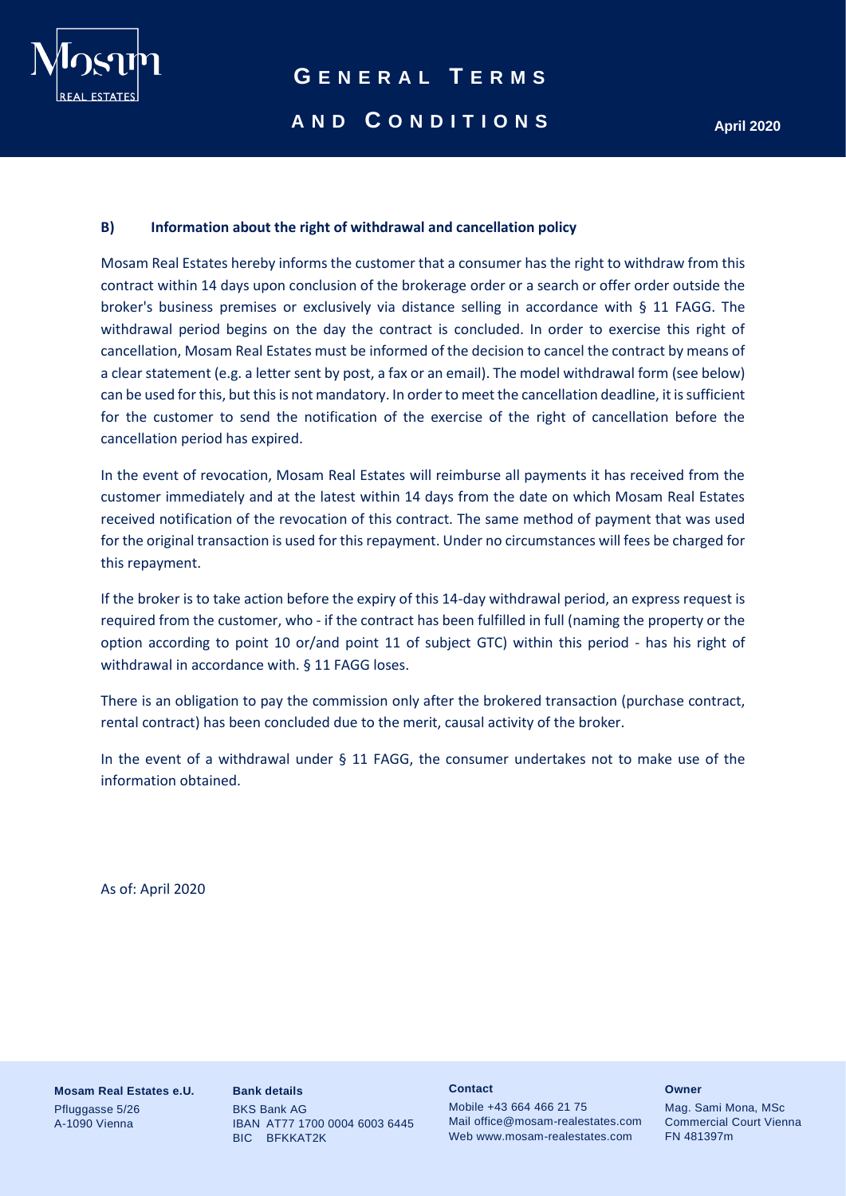## B) Information about the right of withdrawal and cancellation policy

Mosam Real Estates hereby informs the customer that a consumer has the right to withdraw from this contract within 14 days upon conclusion of the brokerage order or a search or offer order outside the broker's business premises or exclusively via distance selling in accordance with § 11 FAGG. The withdrawal period begins on the day the contract is concluded. In order to exercise this right of cancellation, Mosam Real Estates must be informed of the decision to cancel the contract by means of a clear statement (e.g. a letter sent by post, a fax or an email). The model withdrawal form (see below) can be used for this, but this is not mandatory. In order to meet the cancellation deadline, it is sufficient for the customer to send the notification of the exercise of the right of cancellation before the cancellation period has expired.

In the event of revocation, Mosam Real Estates will reimburse all payments it has received from the customer immediately and at the latest within 14 days from the date on which Mosam Real Estates received notification of the revocation of this contract. The same method of payment that was used for the original transaction is used for this repayment. Under no circumstances will fees be charged for this repayment.

If the broker is to take action before the expiry of this 14-day withdrawal period, an express request is required from the customer, who - if the contract has been fulfilled in full (naming the property or the option according to point 10 or/and point 11 of subject GTC) within this period - has his right of withdrawal in accordance with. § 11 FAGG loses.

There is an obligation to pay the commission only after the brokered transaction (purchase contract, rental contract) has been concluded due to the merit, causal activity of the broker.

In the event of a withdrawal under § 11 FAGG, the consumer undertakes not to make use of the information obtained.

As of: April 2020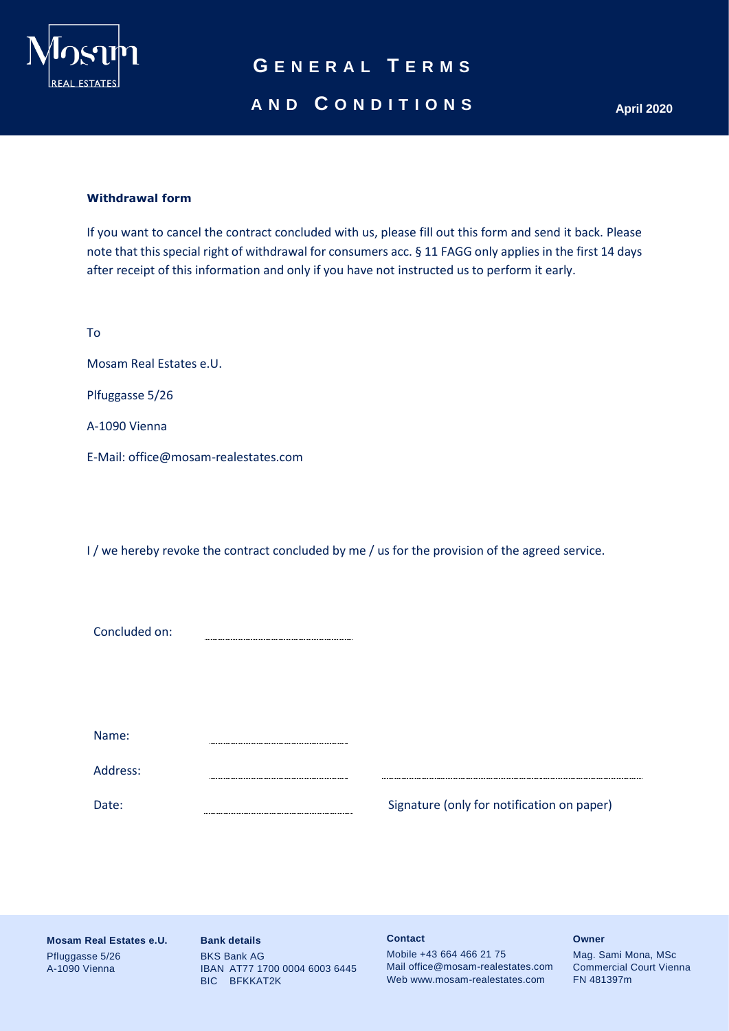## Withdrawal form

If you want to cancel the contract concluded with us, please fill out this form and send it back. Please note that this special right of withdrawal for consumers acc. § 11 FAGG only applies in the first 14 days after receipt of this information and only if you have not instructed us to perform it early.

To

Mosam Real Estates e.U.

Plfuggasse 5/26

A-1090 Vienna

E-Mail: office@mosam-realestates.com

I / we hereby revoke the contract concluded by me / us for the provision of the agreed service.

Concluded on: ..............................

Name: ..............................

Address: ..............................

Date: .............................. ..............................

Signature (only for notification on paper)